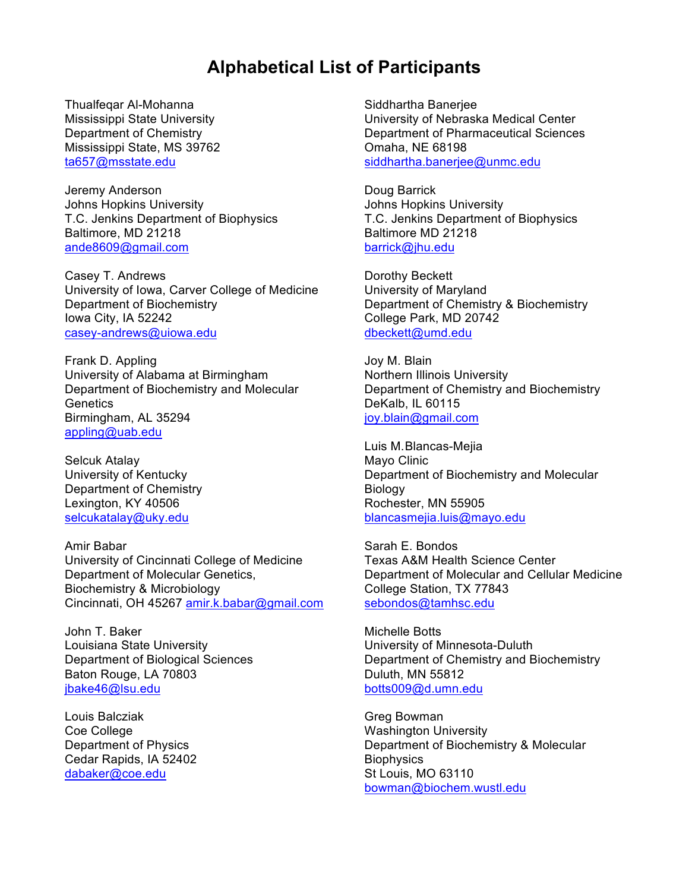# Alphabetical List of Participants

Thualfeqar Al-Mohanna
Mississippi State University
Department of Chemistry
Mississippi State, MS 39762
ta657@msstate.edu

Jeremy Anderson
Johns Hopkins University
T.C. Jenkins Department of Biophysics
Baltimore, MD 21218
ande8609@gmail.com

Casey T. Andrews
University of Iowa, Carver College of Medicine
Department of Biochemistry
Iowa City, IA 52242
casey-andrews@uiowa.edu

Frank D. Appling
University of Alabama at Birmingham
Department of Biochemistry and Molecular Genetics
Birmingham, AL 35294
appling@uab.edu

Selcuk Atalay
University of Kentucky
Department of Chemistry
Lexington, KY 40506
selcukatalay@uky.edu

Amir Babar
University of Cincinnati College of Medicine
Department of Molecular Genetics, Biochemistry & Microbiology
Cincinnati, OH 45267 amir.k.babar@gmail.com

John T. Baker
Louisiana State University
Department of Biological Sciences
Baton Rouge, LA 70803
jbake46@lsu.edu

Louis Balcziak
Coe College
Department of Physics
Cedar Rapids, IA 52402
dabaker@coe.edu

Siddhartha Banerjee
University of Nebraska Medical Center
Department of Pharmaceutical Sciences
Omaha, NE 68198
siddhartha.banerjee@unmc.edu

Doug Barrick
Johns Hopkins University
T.C. Jenkins Department of Biophysics
Baltimore MD 21218
barrick@jhu.edu

Dorothy Beckett
University of Maryland
Department of Chemistry & Biochemistry
College Park, MD 20742
dbeckett@umd.edu

Joy M. Blain
Northern Illinois University
Department of Chemistry and Biochemistry
DeKalb, IL 60115
joy.blain@gmail.com

Luis M.Blancas-Mejia
Mayo Clinic
Department of Biochemistry and Molecular Biology
Rochester, MN 55905
blancasmejia.luis@mayo.edu

Sarah E. Bondos
Texas A&M Health Science Center
Department of Molecular and Cellular Medicine
College Station, TX 77843
sebondos@tamhsc.edu

Michelle Botts
University of Minnesota-Duluth
Department of Chemistry and Biochemistry
Duluth, MN 55812
botts009@d.umn.edu

Greg Bowman
Washington University
Department of Biochemistry & Molecular Biophysics
St Louis, MO 63110
bowman@biochem.wustl.edu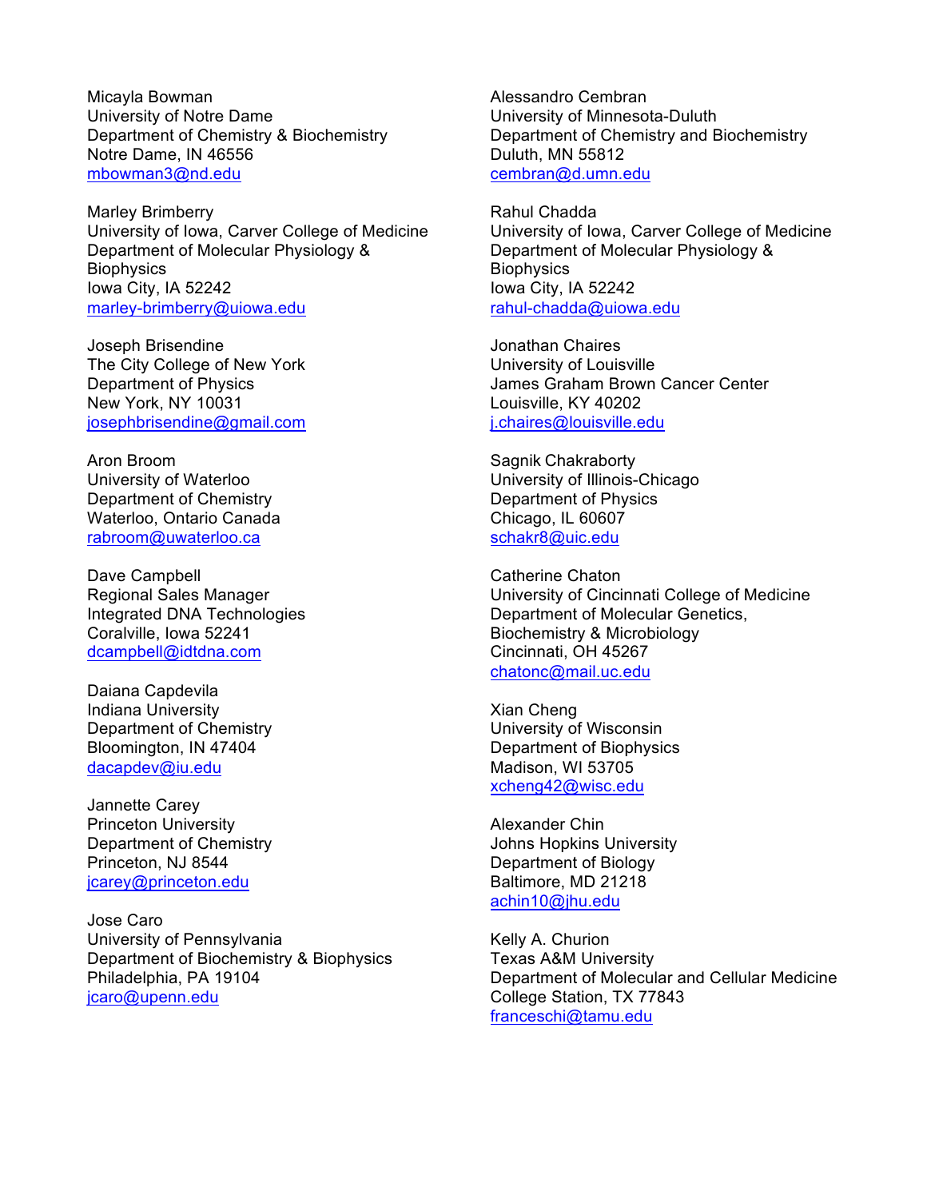Micayla Bowman
University of Notre Dame
Department of Chemistry & Biochemistry
Notre Dame, IN 46556
mbowman3@nd.edu

Marley Brimberry
University of Iowa, Carver College of Medicine
Department of Molecular Physiology & Biophysics
Iowa City, IA 52242
marley-brimberry@uiowa.edu

Joseph Brisendine
The City College of New York
Department of Physics
New York, NY 10031
josephbrisendine@gmail.com

Aron Broom
University of Waterloo
Department of Chemistry
Waterloo, Ontario Canada
rabroom@uwaterloo.ca

Dave Campbell
Regional Sales Manager
Integrated DNA Technologies
Coralville, Iowa 52241
dcampbell@idtdna.com

Daiana Capdevila
Indiana University
Department of Chemistry
Bloomington, IN 47404
dacapdev@iu.edu

Jannette Carey
Princeton University
Department of Chemistry
Princeton, NJ 8544
jcarey@princeton.edu

Jose Caro
University of Pennsylvania
Department of Biochemistry & Biophysics
Philadelphia, PA 19104
jcaro@upenn.edu

Alessandro Cembran
University of Minnesota-Duluth
Department of Chemistry and Biochemistry
Duluth, MN 55812
cembran@d.umn.edu

Rahul Chadda
University of Iowa, Carver College of Medicine
Department of Molecular Physiology & Biophysics
Iowa City, IA 52242
rahul-chadda@uiowa.edu

Jonathan Chaires
University of Louisville
James Graham Brown Cancer Center
Louisville, KY 40202
j.chaires@louisville.edu

Sagnik Chakraborty
University of Illinois-Chicago
Department of Physics
Chicago, IL 60607
schakr8@uic.edu

Catherine Chaton
University of Cincinnati College of Medicine
Department of Molecular Genetics, Biochemistry & Microbiology
Cincinnati, OH 45267
chatonc@mail.uc.edu

Xian Cheng
University of Wisconsin
Department of Biophysics
Madison, WI 53705
xcheng42@wisc.edu

Alexander Chin
Johns Hopkins University
Department of Biology
Baltimore, MD 21218
achin10@jhu.edu

Kelly A. Churion
Texas A&M University
Department of Molecular and Cellular Medicine
College Station, TX 77843
franceschi@tamu.edu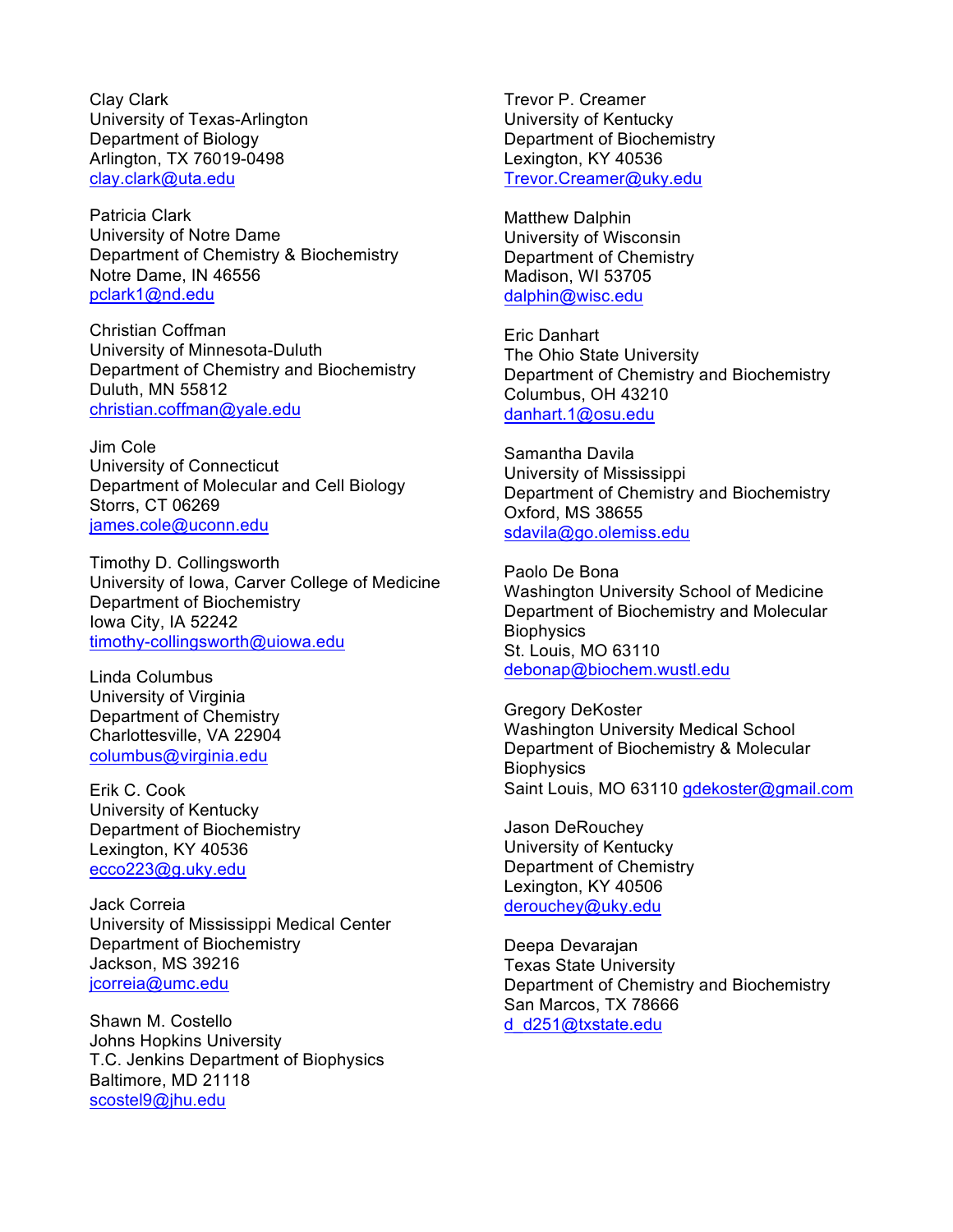Clay Clark
University of Texas-Arlington
Department of Biology
Arlington, TX 76019-0498
clay.clark@uta.edu

Patricia Clark
University of Notre Dame
Department of Chemistry & Biochemistry
Notre Dame, IN 46556
pclark1@nd.edu

Christian Coffman
University of Minnesota-Duluth
Department of Chemistry and Biochemistry
Duluth, MN 55812
christian.coffman@yale.edu

Jim Cole
University of Connecticut
Department of Molecular and Cell Biology
Storrs, CT 06269
james.cole@uconn.edu

Timothy D. Collingsworth
University of Iowa, Carver College of Medicine
Department of Biochemistry
Iowa City, IA 52242
timothy-collingsworth@uiowa.edu

Linda Columbus
University of Virginia
Department of Chemistry
Charlottesville, VA 22904
columbus@virginia.edu

Erik C. Cook
University of Kentucky
Department of Biochemistry
Lexington, KY 40536
ecco223@g.uky.edu

Jack Correia
University of Mississippi Medical Center
Department of Biochemistry
Jackson, MS 39216
jcorreia@umc.edu

Shawn M. Costello
Johns Hopkins University
T.C. Jenkins Department of Biophysics
Baltimore, MD 21118
scostel9@jhu.edu

Trevor P. Creamer
University of Kentucky
Department of Biochemistry
Lexington, KY 40536
Trevor.Creamer@uky.edu

Matthew Dalphin
University of Wisconsin
Department of Chemistry
Madison, WI 53705
dalphin@wisc.edu

Eric Danhart
The Ohio State University
Department of Chemistry and Biochemistry
Columbus, OH 43210
danhart.1@osu.edu

Samantha Davila
University of Mississippi
Department of Chemistry and Biochemistry
Oxford, MS 38655
sdavila@go.olemiss.edu

Paolo De Bona
Washington University School of Medicine
Department of Biochemistry and Molecular Biophysics
St. Louis, MO 63110
debonap@biochem.wustl.edu

Gregory DeKoster
Washington University Medical School
Department of Biochemistry & Molecular Biophysics
Saint Louis, MO 63110 gdekoster@gmail.com

Jason DeRouchey
University of Kentucky
Department of Chemistry
Lexington, KY 40506
derouchey@uky.edu

Deepa Devarajan
Texas State University
Department of Chemistry and Biochemistry
San Marcos, TX 78666
d_d251@txstate.edu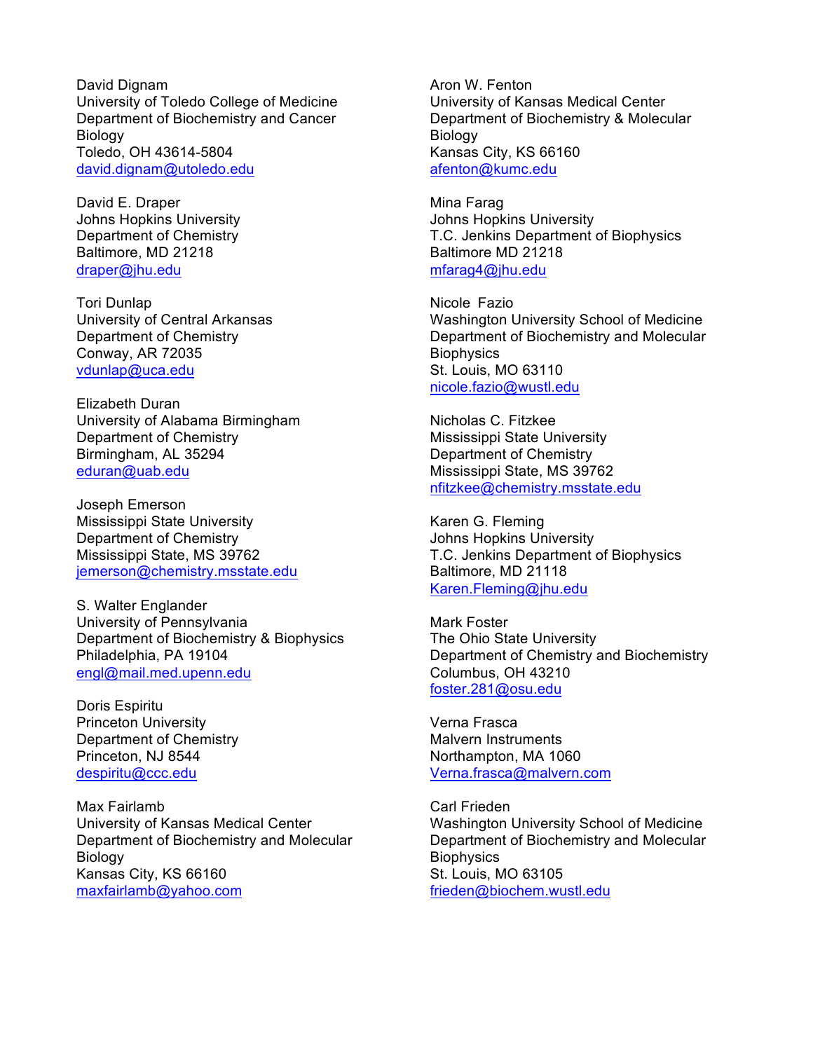David Dignam
University of Toledo College of Medicine
Department of Biochemistry and Cancer Biology
Toledo, OH 43614-5804
david.dignam@utoledo.edu

David E. Draper
Johns Hopkins University
Department of Chemistry
Baltimore, MD 21218
draper@jhu.edu

Tori Dunlap
University of Central Arkansas
Department of Chemistry
Conway, AR 72035
vdunlap@uca.edu

Elizabeth Duran
University of Alabama Birmingham
Department of Chemistry
Birmingham, AL 35294
eduran@uab.edu

Joseph Emerson
Mississippi State University
Department of Chemistry
Mississippi State, MS 39762
jemerson@chemistry.msstate.edu

S. Walter Englander
University of Pennsylvania
Department of Biochemistry & Biophysics
Philadelphia, PA 19104
engl@mail.med.upenn.edu

Doris Espiritu
Princeton University
Department of Chemistry
Princeton, NJ 8544
despiritu@ccc.edu

Max Fairlamb
University of Kansas Medical Center
Department of Biochemistry and Molecular Biology
Kansas City, KS 66160
maxfairlamb@yahoo.com

Aron W. Fenton
University of Kansas Medical Center
Department of Biochemistry & Molecular Biology
Kansas City, KS 66160
afenton@kumc.edu

Mina Farag
Johns Hopkins University
T.C. Jenkins Department of Biophysics
Baltimore MD 21218
mfarag4@jhu.edu

Nicole Fazio
Washington University School of Medicine
Department of Biochemistry and Molecular Biophysics
St. Louis, MO 63110
nicole.fazio@wustl.edu

Nicholas C. Fitzkee
Mississippi State University
Department of Chemistry
Mississippi State, MS 39762
nfitzkee@chemistry.msstate.edu

Karen G. Fleming
Johns Hopkins University
T.C. Jenkins Department of Biophysics
Baltimore, MD 21118
Karen.Fleming@jhu.edu

Mark Foster
The Ohio State University
Department of Chemistry and Biochemistry
Columbus, OH 43210
foster.281@osu.edu

Verna Frasca
Malvern Instruments
Northampton, MA 1060
Verna.frasca@malvern.com

Carl Frieden
Washington University School of Medicine
Department of Biochemistry and Molecular Biophysics
St. Louis, MO 63105
frieden@biochem.wustl.edu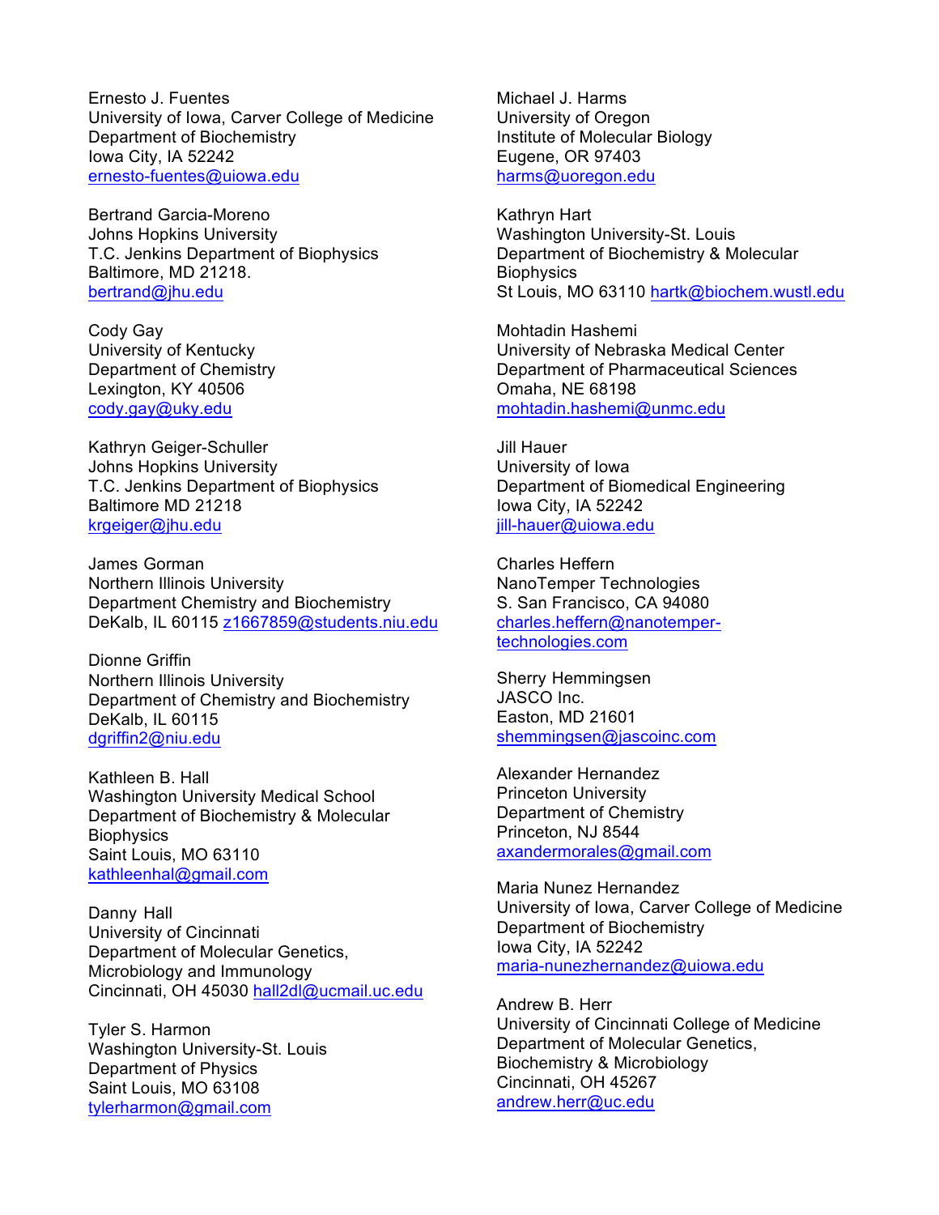Ernesto J. Fuentes
University of Iowa, Carver College of Medicine
Department of Biochemistry
Iowa City, IA 52242
ernesto-fuentes@uiowa.edu

Bertrand Garcia-Moreno
Johns Hopkins University
T.C. Jenkins Department of Biophysics
Baltimore, MD 21218.
bertrand@jhu.edu

Cody Gay
University of Kentucky
Department of Chemistry
Lexington, KY 40506
cody.gay@uky.edu

Kathryn Geiger-Schuller
Johns Hopkins University
T.C. Jenkins Department of Biophysics
Baltimore MD 21218
krgeiger@jhu.edu

James Gorman
Northern Illinois University
Department Chemistry and Biochemistry
DeKalb, IL 60115 z1667859@students.niu.edu

Dionne Griffin
Northern Illinois University
Department of Chemistry and Biochemistry
DeKalb, IL 60115
dgriffin2@niu.edu

Kathleen B. Hall
Washington University Medical School
Department of Biochemistry & Molecular Biophysics
Saint Louis, MO 63110
kathleenhal@gmail.com

Danny Hall
University of Cincinnati
Department of Molecular Genetics, Microbiology and Immunology
Cincinnati, OH 45030 hall2dl@ucmail.uc.edu

Tyler S. Harmon
Washington University-St. Louis
Department of Physics
Saint Louis, MO 63108
tylerharmon@gmail.com

Michael J. Harms
University of Oregon
Institute of Molecular Biology
Eugene, OR 97403
harms@uoregon.edu

Kathryn Hart
Washington University-St. Louis
Department of Biochemistry & Molecular Biophysics
St Louis, MO 63110 hartk@biochem.wustl.edu

Mohtadin Hashemi
University of Nebraska Medical Center
Department of Pharmaceutical Sciences
Omaha, NE 68198
mohtadin.hashemi@unmc.edu

Jill Hauer
University of Iowa
Department of Biomedical Engineering
Iowa City, IA 52242
jill-hauer@uiowa.edu

Charles Heffern
NanoTemper Technologies
S. San Francisco, CA 94080
charles.heffern@nanotemper-technologies.com

Sherry Hemmingsen
JASCO Inc.
Easton, MD 21601
shemmingsen@jascoinc.com

Alexander Hernandez
Princeton University
Department of Chemistry
Princeton, NJ 8544
axandermorales@gmail.com

Maria Nunez Hernandez
University of Iowa, Carver College of Medicine
Department of Biochemistry
Iowa City, IA 52242
maria-nunezhernandez@uiowa.edu

Andrew B. Herr
University of Cincinnati College of Medicine
Department of Molecular Genetics, Biochemistry & Microbiology
Cincinnati, OH 45267
andrew.herr@uc.edu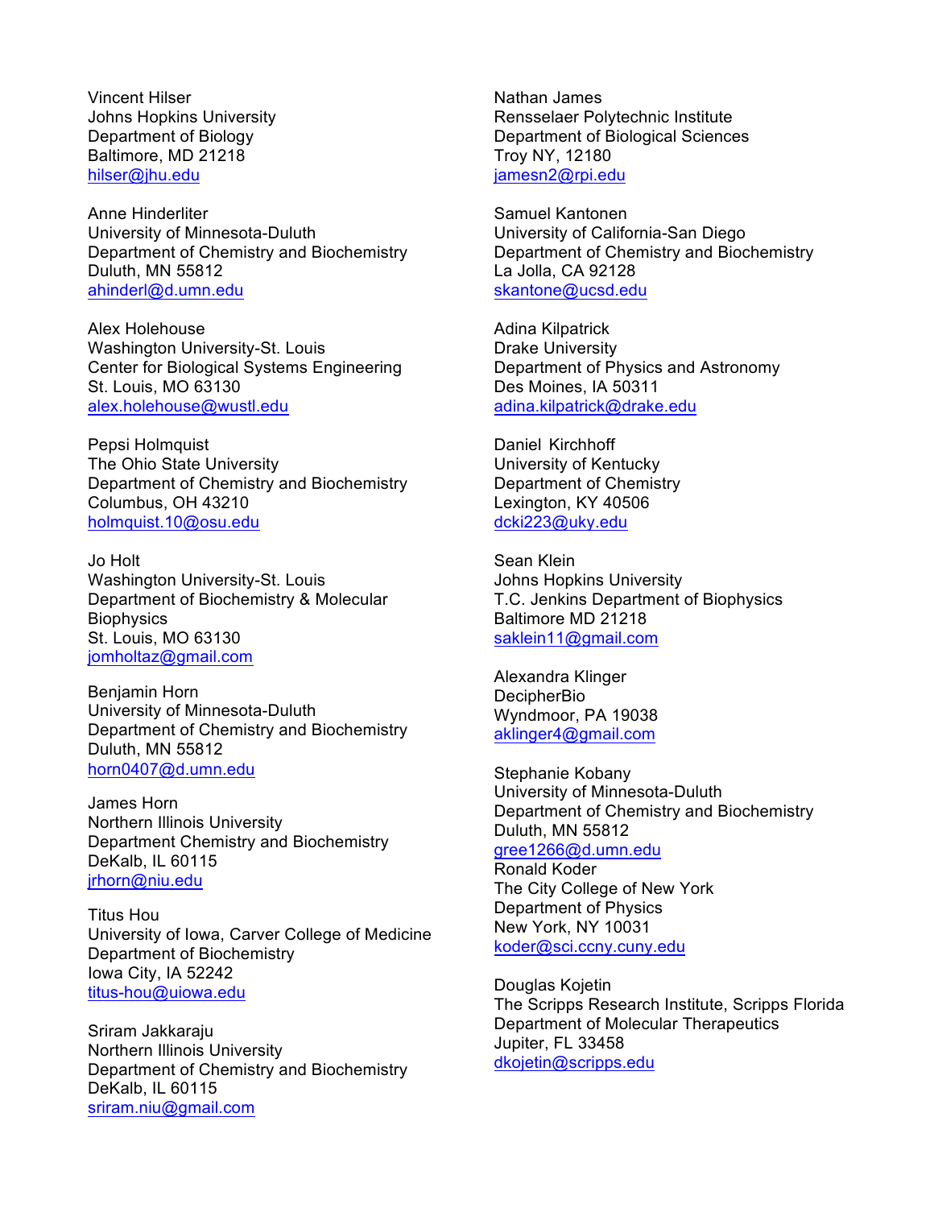Vincent Hilser
Johns Hopkins University
Department of Biology
Baltimore, MD 21218
hilser@jhu.edu

Anne Hinderliter
University of Minnesota-Duluth
Department of Chemistry and Biochemistry
Duluth, MN 55812
ahinderl@d.umn.edu

Alex Holehouse
Washington University-St. Louis
Center for Biological Systems Engineering
St. Louis, MO 63130
alex.holehouse@wustl.edu

Pepsi Holmquist
The Ohio State University
Department of Chemistry and Biochemistry
Columbus, OH 43210
holmquist.10@osu.edu

Jo Holt
Washington University-St. Louis
Department of Biochemistry & Molecular Biophysics
St. Louis, MO 63130
jomholtaz@gmail.com

Benjamin Horn
University of Minnesota-Duluth
Department of Chemistry and Biochemistry
Duluth, MN 55812
horn0407@d.umn.edu

James Horn
Northern Illinois University
Department Chemistry and Biochemistry
DeKalb, IL 60115
jrhorn@niu.edu

Titus Hou
University of Iowa, Carver College of Medicine
Department of Biochemistry
Iowa City, IA 52242
titus-hou@uiowa.edu

Sriram Jakkaraju
Northern Illinois University
Department of Chemistry and Biochemistry
DeKalb, IL 60115
sriram.niu@gmail.com

Nathan James
Rensselaer Polytechnic Institute
Department of Biological Sciences
Troy NY, 12180
jamesn2@rpi.edu

Samuel Kantonen
University of California-San Diego
Department of Chemistry and Biochemistry
La Jolla, CA 92128
skantone@ucsd.edu

Adina Kilpatrick
Drake University
Department of Physics and Astronomy
Des Moines, IA 50311
adina.kilpatrick@drake.edu

Daniel Kirchhoff
University of Kentucky
Department of Chemistry
Lexington, KY 40506
dcki223@uky.edu

Sean Klein
Johns Hopkins University
T.C. Jenkins Department of Biophysics
Baltimore MD 21218
saklein11@gmail.com

Alexandra Klinger
DecipherBio
Wyndmoor, PA 19038
aklinger4@gmail.com

Stephanie Kobany
University of Minnesota-Duluth
Department of Chemistry and Biochemistry
Duluth, MN 55812
gree1266@d.umn.edu

Ronald Koder
The City College of New York
Department of Physics
New York, NY 10031
koder@sci.ccny.cuny.edu

Douglas Kojetin
The Scripps Research Institute, Scripps Florida
Department of Molecular Therapeutics
Jupiter, FL 33458
dkojetin@scripps.edu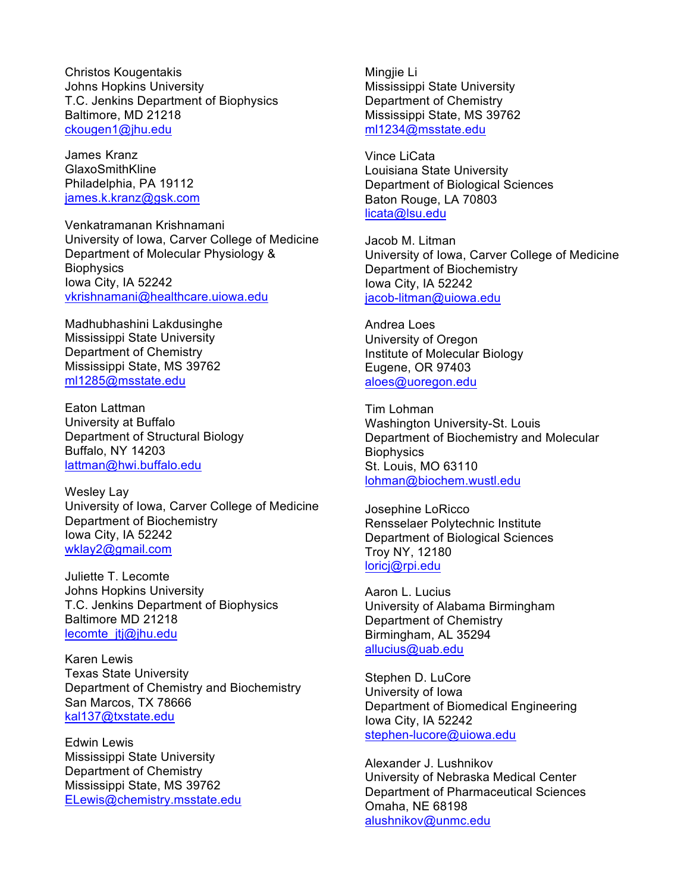Christos Kougentakis
Johns Hopkins University
T.C. Jenkins Department of Biophysics
Baltimore, MD 21218
ckougen1@jhu.edu

James Kranz
GlaxoSmithKline
Philadelphia, PA 19112
james.k.kranz@gsk.com

Venkatramanan Krishnamani
University of Iowa, Carver College of Medicine
Department of Molecular Physiology & Biophysics
Iowa City, IA 52242
vkrishnamani@healthcare.uiowa.edu

Madhubhashini Lakdusinghe
Mississippi State University
Department of Chemistry
Mississippi State, MS 39762
ml1285@msstate.edu

Eaton Lattman
University at Buffalo
Department of Structural Biology
Buffalo, NY 14203
lattman@hwi.buffalo.edu

Wesley Lay
University of Iowa, Carver College of Medicine
Department of Biochemistry
Iowa City, IA 52242
wklay2@gmail.com

Juliette T. Lecomte
Johns Hopkins University
T.C. Jenkins Department of Biophysics
Baltimore MD 21218
lecomte_jtj@jhu.edu

Karen Lewis
Texas State University
Department of Chemistry and Biochemistry
San Marcos, TX 78666
kal137@txstate.edu

Edwin Lewis
Mississippi State University
Department of Chemistry
Mississippi State, MS 39762
ELewis@chemistry.msstate.edu

Mingjie Li
Mississippi State University
Department of Chemistry
Mississippi State, MS 39762
ml1234@msstate.edu

Vince LiCata
Louisiana State University
Department of Biological Sciences
Baton Rouge, LA 70803
licata@lsu.edu

Jacob M. Litman
University of Iowa, Carver College of Medicine
Department of Biochemistry
Iowa City, IA 52242
jacob-litman@uiowa.edu

Andrea Loes
University of Oregon
Institute of Molecular Biology
Eugene, OR 97403
aloes@uoregon.edu

Tim Lohman
Washington University-St. Louis
Department of Biochemistry and Molecular Biophysics
St. Louis, MO 63110
lohman@biochem.wustl.edu

Josephine LoRicco
Rensselaer Polytechnic Institute
Department of Biological Sciences
Troy NY, 12180
loricj@rpi.edu

Aaron L. Lucius
University of Alabama Birmingham
Department of Chemistry
Birmingham, AL 35294
allucius@uab.edu

Stephen D. LuCore
University of Iowa
Department of Biomedical Engineering
Iowa City, IA 52242
stephen-lucore@uiowa.edu

Alexander J. Lushnikov
University of Nebraska Medical Center
Department of Pharmaceutical Sciences
Omaha, NE 68198
alushnikov@unmc.edu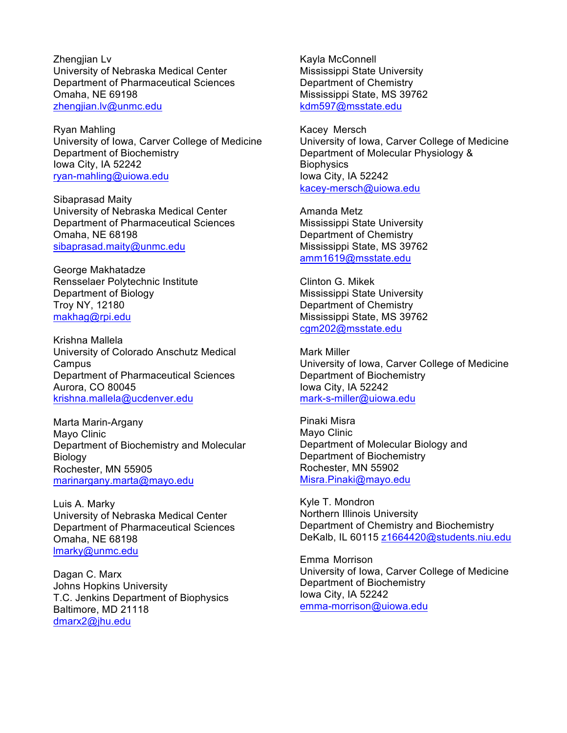Zhengjian Lv
University of Nebraska Medical Center
Department of Pharmaceutical Sciences
Omaha, NE 69198
zhengjian.lv@unmc.edu

Ryan Mahling
University of Iowa, Carver College of Medicine
Department of Biochemistry
Iowa City, IA 52242
ryan-mahling@uiowa.edu

Sibaprasad Maity
University of Nebraska Medical Center
Department of Pharmaceutical Sciences
Omaha, NE 68198
sibaprasad.maity@unmc.edu

George Makhatadze
Rensselaer Polytechnic Institute
Department of Biology
Troy NY, 12180
makhag@rpi.edu

Krishna Mallela
University of Colorado Anschutz Medical Campus
Department of Pharmaceutical Sciences
Aurora, CO 80045
krishna.mallela@ucdenver.edu

Marta Marin-Argany
Mayo Clinic
Department of Biochemistry and Molecular Biology
Rochester, MN 55905
marinargany.marta@mayo.edu

Luis A. Marky
University of Nebraska Medical Center
Department of Pharmaceutical Sciences
Omaha, NE 68198
lmarky@unmc.edu

Dagan C. Marx
Johns Hopkins University
T.C. Jenkins Department of Biophysics
Baltimore, MD 21118
dmarx2@jhu.edu

Kayla McConnell
Mississippi State University
Department of Chemistry
Mississippi State, MS 39762
kdm597@msstate.edu

Kacey Mersch
University of Iowa, Carver College of Medicine
Department of Molecular Physiology & Biophysics
Iowa City, IA 52242
kacey-mersch@uiowa.edu

Amanda Metz
Mississippi State University
Department of Chemistry
Mississippi State, MS 39762
amm1619@msstate.edu

Clinton G. Mikek
Mississippi State University
Department of Chemistry
Mississippi State, MS 39762
cgm202@msstate.edu

Mark Miller
University of Iowa, Carver College of Medicine
Department of Biochemistry
Iowa City, IA 52242
mark-s-miller@uiowa.edu

Pinaki Misra
Mayo Clinic
Department of Molecular Biology and Department of Biochemistry
Rochester, MN 55902
Misra.Pinaki@mayo.edu

Kyle T. Mondron
Northern Illinois University
Department of Chemistry and Biochemistry
DeKalb, IL 60115 z1664420@students.niu.edu

Emma Morrison
University of Iowa, Carver College of Medicine
Department of Biochemistry
Iowa City, IA 52242
emma-morrison@uiowa.edu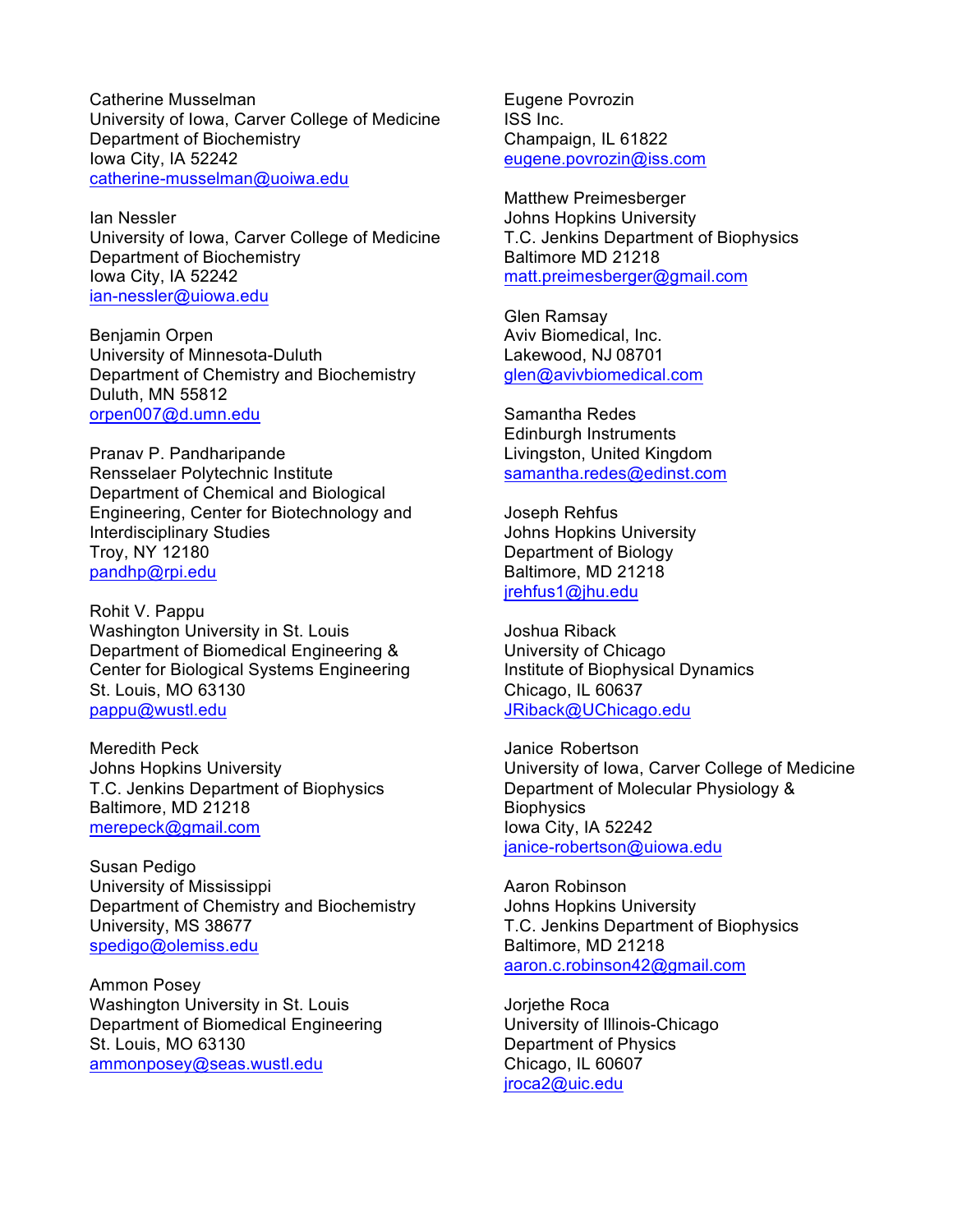Catherine Musselman
University of Iowa, Carver College of Medicine
Department of Biochemistry
Iowa City, IA 52242
catherine-musselman@uoiwa.edu

Ian Nessler
University of Iowa, Carver College of Medicine
Department of Biochemistry
Iowa City, IA 52242
ian-nessler@uiowa.edu

Benjamin Orpen
University of Minnesota-Duluth
Department of Chemistry and Biochemistry
Duluth, MN 55812
orpen007@d.umn.edu

Pranav P. Pandharipande
Rensselaer Polytechnic Institute
Department of Chemical and Biological Engineering, Center for Biotechnology and Interdisciplinary Studies
Troy, NY 12180
pandhp@rpi.edu

Rohit V. Pappu
Washington University in St. Louis
Department of Biomedical Engineering & Center for Biological Systems Engineering
St. Louis, MO 63130
pappu@wustl.edu

Meredith Peck
Johns Hopkins University
T.C. Jenkins Department of Biophysics
Baltimore, MD 21218
merepeck@gmail.com

Susan Pedigo
University of Mississippi
Department of Chemistry and Biochemistry
University, MS 38677
spedigo@olemiss.edu

Ammon Posey
Washington University in St. Louis
Department of Biomedical Engineering
St. Louis, MO 63130
ammonposey@seas.wustl.edu

Eugene Povrozin
ISS Inc.
Champaign, IL 61822
eugene.povrozin@iss.com

Matthew Preimesberger
Johns Hopkins University
T.C. Jenkins Department of Biophysics
Baltimore MD 21218
matt.preimesberger@gmail.com

Glen Ramsay
Aviv Biomedical, Inc.
Lakewood, NJ 08701
glen@avivbiomedical.com

Samantha Redes
Edinburgh Instruments
Livingston, United Kingdom
samantha.redes@edinst.com

Joseph Rehfus
Johns Hopkins University
Department of Biology
Baltimore, MD 21218
jrehfus1@jhu.edu

Joshua Riback
University of Chicago
Institute of Biophysical Dynamics
Chicago, IL 60637
JRiback@UChicago.edu

Janice Robertson
University of Iowa, Carver College of Medicine
Department of Molecular Physiology & Biophysics
Iowa City, IA 52242
janice-robertson@uiowa.edu

Aaron Robinson
Johns Hopkins University
T.C. Jenkins Department of Biophysics
Baltimore, MD 21218
aaron.c.robinson42@gmail.com

Jorjethe Roca
University of Illinois-Chicago
Department of Physics
Chicago, IL 60607
jroca2@uic.edu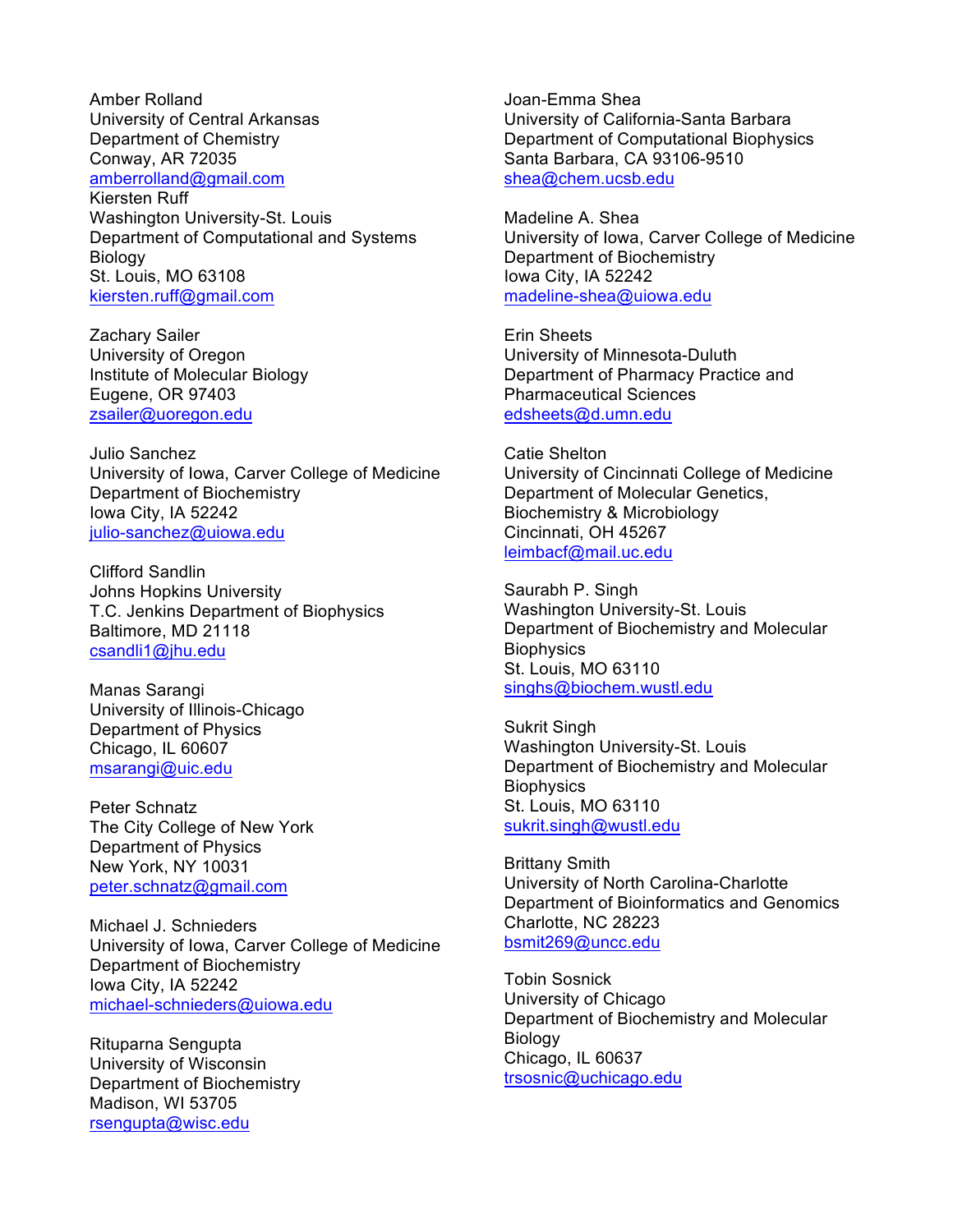Amber Rolland
University of Central Arkansas
Department of Chemistry
Conway, AR 72035
amberrolland@gmail.com

Kiersten Ruff
Washington University-St. Louis
Department of Computational and Systems Biology
St. Louis, MO 63108
kiersten.ruff@gmail.com

Zachary Sailer
University of Oregon
Institute of Molecular Biology
Eugene, OR 97403
zsailer@uoregon.edu

Julio Sanchez
University of Iowa, Carver College of Medicine
Department of Biochemistry
Iowa City, IA 52242
julio-sanchez@uiowa.edu

Clifford Sandlin
Johns Hopkins University
T.C. Jenkins Department of Biophysics
Baltimore, MD 21118
csandli1@jhu.edu

Manas Sarangi
University of Illinois-Chicago
Department of Physics
Chicago, IL 60607
msarangi@uic.edu

Peter Schnatz
The City College of New York
Department of Physics
New York, NY 10031
peter.schnatz@gmail.com

Michael J. Schnieders
University of Iowa, Carver College of Medicine
Department of Biochemistry
Iowa City, IA 52242
michael-schnieders@uiowa.edu

Rituparna Sengupta
University of Wisconsin
Department of Biochemistry
Madison, WI 53705
rsengupta@wisc.edu

Joan-Emma Shea
University of California-Santa Barbara
Department of Computational Biophysics
Santa Barbara, CA 93106-9510
shea@chem.ucsb.edu

Madeline A. Shea
University of Iowa, Carver College of Medicine
Department of Biochemistry
Iowa City, IA 52242
madeline-shea@uiowa.edu

Erin Sheets
University of Minnesota-Duluth
Department of Pharmacy Practice and Pharmaceutical Sciences
edsheets@d.umn.edu

Catie Shelton
University of Cincinnati College of Medicine
Department of Molecular Genetics, Biochemistry & Microbiology
Cincinnati, OH 45267
leimbacf@mail.uc.edu

Saurabh P. Singh
Washington University-St. Louis
Department of Biochemistry and Molecular Biophysics
St. Louis, MO 63110
singhs@biochem.wustl.edu

Sukrit Singh
Washington University-St. Louis
Department of Biochemistry and Molecular Biophysics
St. Louis, MO 63110
sukrit.singh@wustl.edu

Brittany Smith
University of North Carolina-Charlotte
Department of Bioinformatics and Genomics
Charlotte, NC 28223
bsmit269@uncc.edu

Tobin Sosnick
University of Chicago
Department of Biochemistry and Molecular Biology
Chicago, IL 60637
trsosnic@uchicago.edu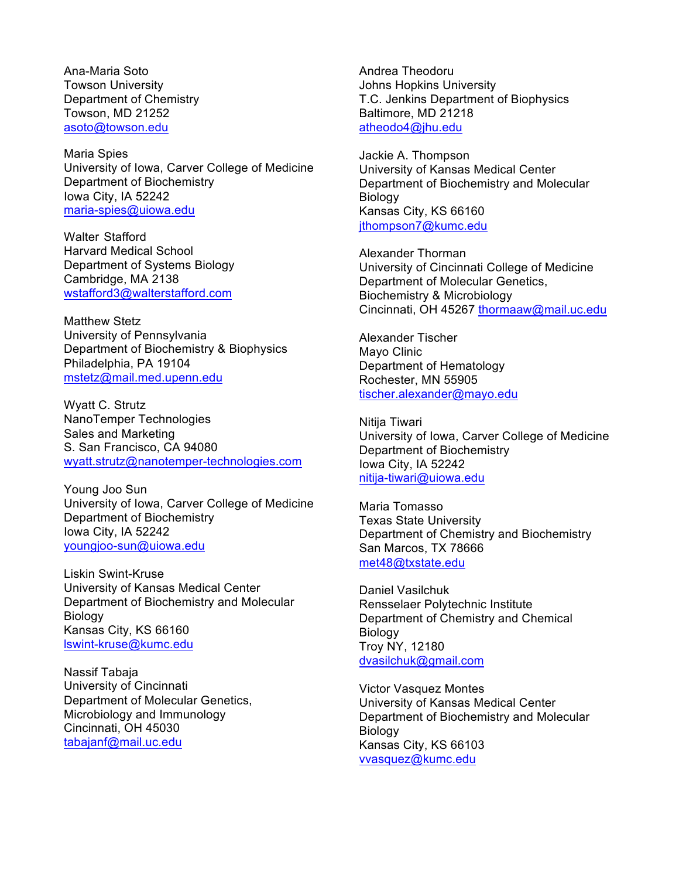Ana-Maria Soto
Towson University
Department of Chemistry
Towson, MD 21252
asoto@towson.edu

Maria Spies
University of Iowa, Carver College of Medicine
Department of Biochemistry
Iowa City, IA 52242
maria-spies@uiowa.edu

Walter Stafford
Harvard Medical School
Department of Systems Biology
Cambridge, MA 2138
wstafford3@walterstafford.com

Matthew Stetz
University of Pennsylvania
Department of Biochemistry & Biophysics
Philadelphia, PA 19104
mstetz@mail.med.upenn.edu

Wyatt C. Strutz
NanoTemper Technologies
Sales and Marketing
S. San Francisco, CA 94080
wyatt.strutz@nanotemper-technologies.com

Young Joo Sun
University of Iowa, Carver College of Medicine
Department of Biochemistry
Iowa City, IA 52242
youngjoo-sun@uiowa.edu

Liskin Swint-Kruse
University of Kansas Medical Center
Department of Biochemistry and Molecular Biology
Kansas City, KS 66160
lswint-kruse@kumc.edu

Nassif Tabaja
University of Cincinnati
Department of Molecular Genetics, Microbiology and Immunology
Cincinnati, OH 45030
tabajanf@mail.uc.edu

Andrea Theodoru
Johns Hopkins University
T.C. Jenkins Department of Biophysics
Baltimore, MD 21218
atheodo4@jhu.edu

Jackie A. Thompson
University of Kansas Medical Center
Department of Biochemistry and Molecular Biology
Kansas City, KS 66160
jthompson7@kumc.edu

Alexander Thorman
University of Cincinnati College of Medicine
Department of Molecular Genetics, Biochemistry & Microbiology
Cincinnati, OH 45267 thormaaw@mail.uc.edu

Alexander Tischer
Mayo Clinic
Department of Hematology
Rochester, MN 55905
tischer.alexander@mayo.edu

Nitija Tiwari
University of Iowa, Carver College of Medicine
Department of Biochemistry
Iowa City, IA 52242
nitija-tiwari@uiowa.edu

Maria Tomasso
Texas State University
Department of Chemistry and Biochemistry
San Marcos, TX 78666
met48@txstate.edu

Daniel Vasilchuk
Rensselaer Polytechnic Institute
Department of Chemistry and Chemical Biology
Troy NY, 12180
dvasilchuk@gmail.com

Victor Vasquez Montes
University of Kansas Medical Center
Department of Biochemistry and Molecular Biology
Kansas City, KS 66103
vvasquez@kumc.edu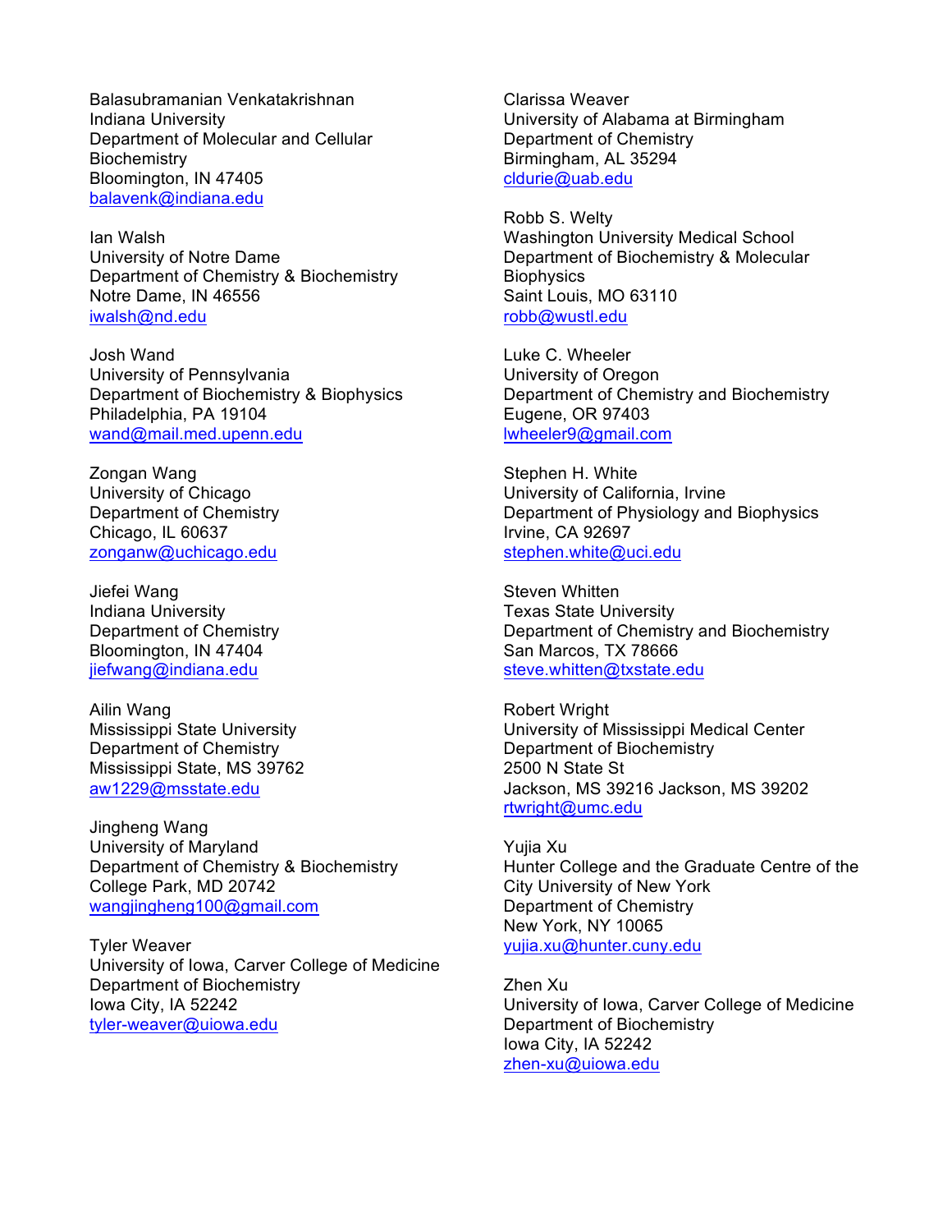Balasubramanian Venkatakrishnan
Indiana University
Department of Molecular and Cellular Biochemistry
Bloomington, IN 47405
balavenk@indiana.edu

Ian Walsh
University of Notre Dame
Department of Chemistry & Biochemistry
Notre Dame, IN 46556
iwalsh@nd.edu

Josh Wand
University of Pennsylvania
Department of Biochemistry & Biophysics
Philadelphia, PA 19104
wand@mail.med.upenn.edu

Zongan Wang
University of Chicago
Department of Chemistry
Chicago, IL 60637
zonganw@uchicago.edu

Jiefei Wang
Indiana University
Department of Chemistry
Bloomington, IN 47404
jiefwang@indiana.edu

Ailin Wang
Mississippi State University
Department of Chemistry
Mississippi State, MS 39762
aw1229@msstate.edu

Jingheng Wang
University of Maryland
Department of Chemistry & Biochemistry
College Park, MD 20742
wangjingheng100@gmail.com

Tyler Weaver
University of Iowa, Carver College of Medicine
Department of Biochemistry
Iowa City, IA 52242
tyler-weaver@uiowa.edu

Clarissa Weaver
University of Alabama at Birmingham
Department of Chemistry
Birmingham, AL 35294
cldurie@uab.edu

Robb S. Welty
Washington University Medical School
Department of Biochemistry & Molecular Biophysics
Saint Louis, MO 63110
robb@wustl.edu

Luke C. Wheeler
University of Oregon
Department of Chemistry and Biochemistry
Eugene, OR 97403
lwheeler9@gmail.com

Stephen H. White
University of California, Irvine
Department of Physiology and Biophysics
Irvine, CA 92697
stephen.white@uci.edu

Steven Whitten
Texas State University
Department of Chemistry and Biochemistry
San Marcos, TX 78666
steve.whitten@txstate.edu

Robert Wright
University of Mississippi Medical Center
Department of Biochemistry
2500 N State St
Jackson, MS 39216 Jackson, MS 39202
rtwright@umc.edu

Yujia Xu
Hunter College and the Graduate Centre of the City University of New York
Department of Chemistry
New York, NY 10065
yujia.xu@hunter.cuny.edu

Zhen Xu
University of Iowa, Carver College of Medicine
Department of Biochemistry
Iowa City, IA 52242
zhen-xu@uiowa.edu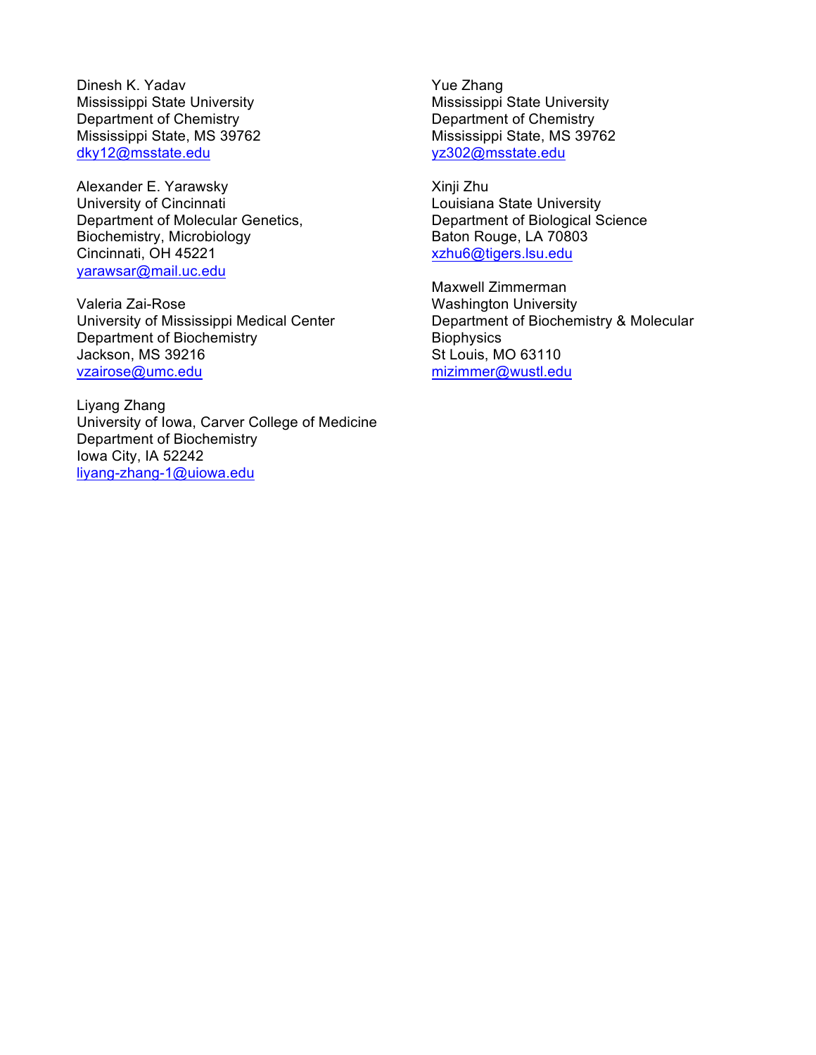Dinesh K. Yadav
Mississippi State University
Department of Chemistry
Mississippi State, MS 39762
dky12@msstate.edu

Alexander E. Yarawsky
University of Cincinnati
Department of Molecular Genetics, Biochemistry, Microbiology
Cincinnati, OH 45221
yarawsar@mail.uc.edu

Valeria Zai-Rose
University of Mississippi Medical Center
Department of Biochemistry
Jackson, MS 39216
vzairose@umc.edu

Liyang Zhang
University of Iowa, Carver College of Medicine
Department of Biochemistry
Iowa City, IA 52242
liyang-zhang-1@uiowa.edu

Yue Zhang
Mississippi State University
Department of Chemistry
Mississippi State, MS 39762
yz302@msstate.edu

Xinji Zhu
Louisiana State University
Department of Biological Science
Baton Rouge, LA 70803
xzhu6@tigers.lsu.edu

Maxwell Zimmerman
Washington University
Department of Biochemistry & Molecular Biophysics
St Louis, MO 63110
mizimmer@wustl.edu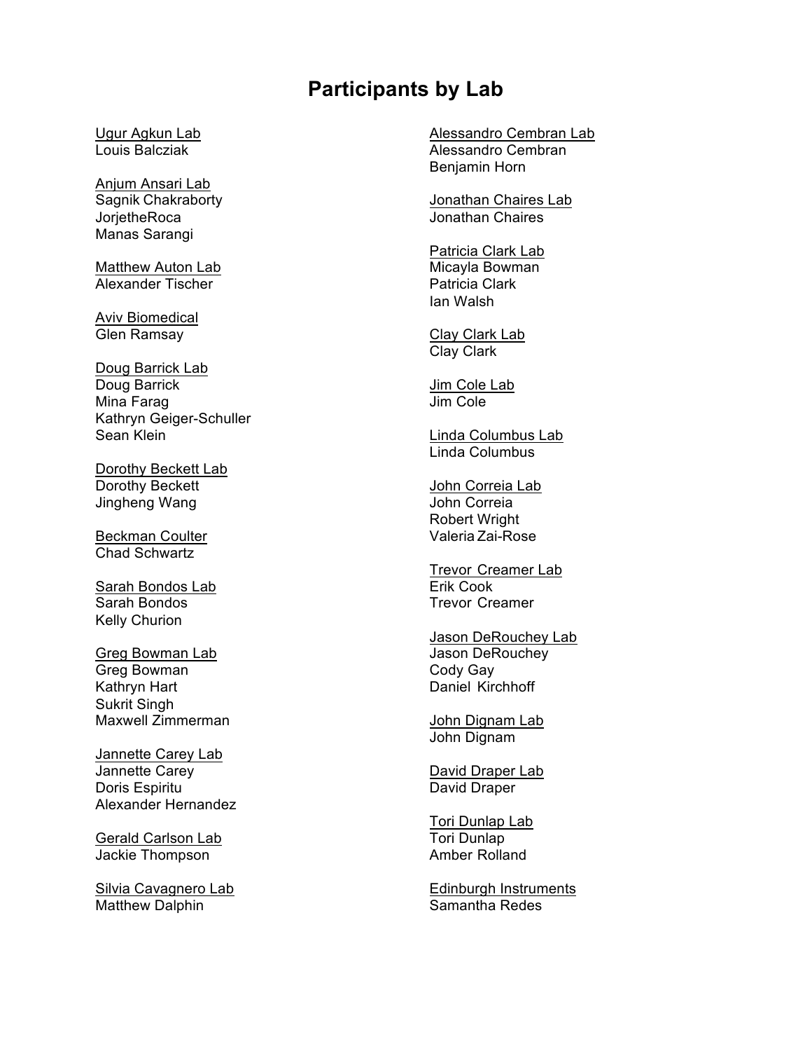# Participants by Lab

Ugur Agkun Lab
Louis Balcziak

Anjum Ansari Lab
Sagnik Chakraborty
JorjetheRoca
Manas Sarangi

Matthew Auton Lab
Alexander Tischer

Aviv Biomedical
Glen Ramsay

Doug Barrick Lab
Doug Barrick
Mina Farag
Kathryn Geiger-Schuller
Sean Klein

Dorothy Beckett Lab
Dorothy Beckett
Jingheng Wang

Beckman Coulter
Chad Schwartz

Sarah Bondos Lab
Sarah Bondos
Kelly Churion

Greg Bowman Lab
Greg Bowman
Kathryn Hart
Sukrit Singh
Maxwell Zimmerman

Jannette Carey Lab
Jannette Carey
Doris Espiritu
Alexander Hernandez

Gerald Carlson Lab
Jackie Thompson

Silvia Cavagnero Lab
Matthew Dalphin

Alessandro Cembran Lab
Alessandro Cembran
Benjamin Horn

Jonathan Chaires Lab
Jonathan Chaires

Patricia Clark Lab
Micayla Bowman
Patricia Clark
Ian Walsh

Clay Clark Lab
Clay Clark

Jim Cole Lab
Jim Cole

Linda Columbus Lab
Linda Columbus

John Correia Lab
John Correia
Robert Wright
Valeria Zai-Rose

Trevor Creamer Lab
Erik Cook
Trevor Creamer

Jason DeRouchey Lab
Jason DeRouchey
Cody Gay
Daniel Kirchhoff

John Dignam Lab
John Dignam

David Draper Lab
David Draper

Tori Dunlap Lab
Tori Dunlap
Amber Rolland

Edinburgh Instruments
Samantha Redes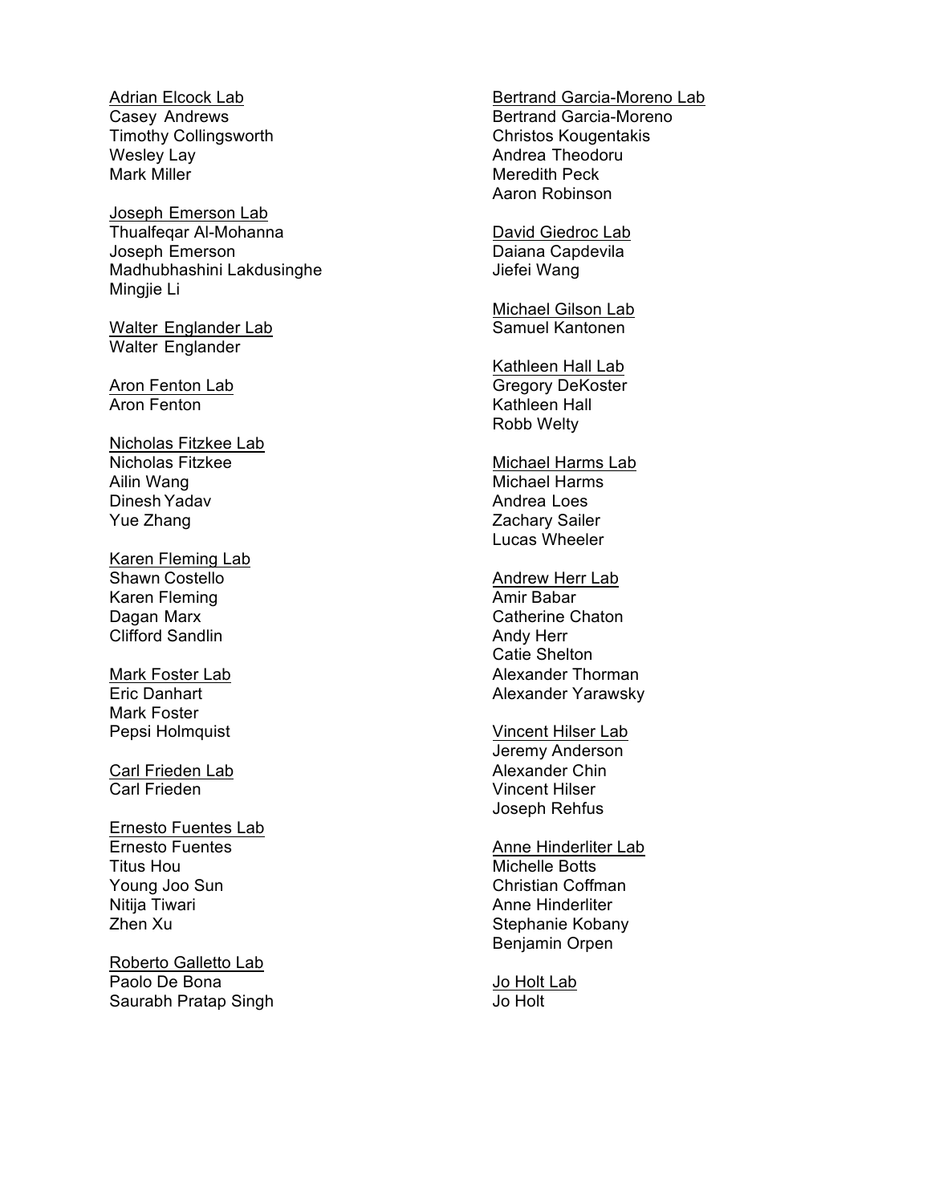Adrian Elcock Lab
Casey Andrews
Timothy Collingsworth
Wesley Lay
Mark Miller

Joseph Emerson Lab
Thualfeqar Al-Mohanna
Joseph Emerson
Madhubhashini Lakdusinghe
Mingjie Li

Walter Englander Lab
Walter Englander

Aron Fenton Lab
Aron Fenton

Nicholas Fitzkee Lab
Nicholas Fitzkee
Ailin Wang
Dinesh Yadav
Yue Zhang

Karen Fleming Lab
Shawn Costello
Karen Fleming
Dagan Marx
Clifford Sandlin

Mark Foster Lab
Eric Danhart
Mark Foster
Pepsi Holmquist

Carl Frieden Lab
Carl Frieden

Ernesto Fuentes Lab
Ernesto Fuentes
Titus Hou
Young Joo Sun
Nitija Tiwari
Zhen Xu

Roberto Galletto Lab
Paolo De Bona
Saurabh Pratap Singh

Bertrand Garcia-Moreno Lab
Bertrand Garcia-Moreno
Christos Kougentakis
Andrea Theodoru
Meredith Peck
Aaron Robinson

David Giedroc Lab
Daiana Capdevila
Jiefei Wang

Michael Gilson Lab
Samuel Kantonen

Kathleen Hall Lab
Gregory DeKoster
Kathleen Hall
Robb Welty

Michael Harms Lab
Michael Harms
Andrea Loes
Zachary Sailer
Lucas Wheeler

Andrew Herr Lab
Amir Babar
Catherine Chaton
Andy Herr
Catie Shelton
Alexander Thorman
Alexander Yarawsky

Vincent Hilser Lab
Jeremy Anderson
Alexander Chin
Vincent Hilser
Joseph Rehfus

Anne Hinderliter Lab
Michelle Botts
Christian Coffman
Anne Hinderliter
Stephanie Kobany
Benjamin Orpen

Jo Holt Lab
Jo Holt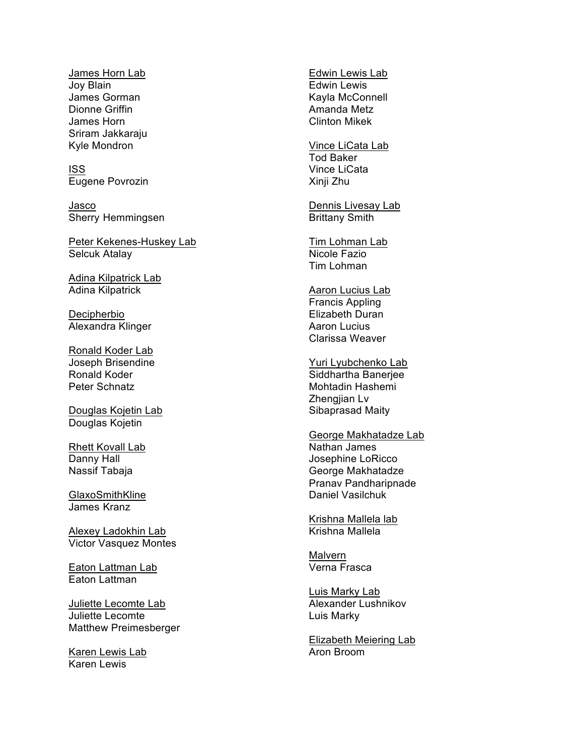<u>James Horn Lab</u>
Joy Blain
James Gorman
Dionne Griffin
James Horn
Sriram Jakkaraju
Kyle Mondron

<u>ISS</u>
Eugene Povrozin

<u>Jasco</u>
Sherry Hemmingsen

<u>Peter Kekenes-Huskey Lab</u>
Selcuk Atalay

<u>Adina Kilpatrick Lab</u>
Adina Kilpatrick

<u>Decipherbio</u>
Alexandra Klinger

<u>Ronald Koder Lab</u>
Joseph Brisendine
Ronald Koder
Peter Schnatz

<u>Douglas Kojetin Lab</u>
Douglas Kojetin

<u>Rhett Kovall Lab</u>
Danny Hall
Nassif Tabaja

<u>GlaxoSmithKline</u>
James Kranz

<u>Alexey Ladokhin Lab</u>
Victor Vasquez Montes

<u>Eaton Lattman Lab</u>
Eaton Lattman

<u>Juliette Lecomte Lab</u>
Juliette Lecomte
Matthew Preimesberger

<u>Karen Lewis Lab</u>
Karen Lewis

<u>Edwin Lewis Lab</u>
Edwin Lewis
Kayla McConnell
Amanda Metz
Clinton Mikek

<u>Vince LiCata Lab</u>
Tod Baker
Vince LiCata
Xinji Zhu

<u>Dennis Livesay Lab</u>
Brittany Smith

<u>Tim Lohman Lab</u>
Nicole Fazio
Tim Lohman

<u>Aaron Lucius Lab</u>
Francis Appling
Elizabeth Duran
Aaron Lucius
Clarissa Weaver

<u>Yuri Lyubchenko Lab</u>
Siddhartha Banerjee
Mohtadin Hashemi
Zhengjian Lv
Sibaprasad Maity

<u>George Makhatadze Lab</u>
Nathan James
Josephine LoRicco
George Makhatadze
Pranav Pandharipnade
Daniel Vasilchuk

<u>Krishna Mallela lab</u>
Krishna Mallela

<u>Malvern</u>
Verna Frasca

<u>Luis Marky Lab</u>
Alexander Lushnikov
Luis Marky

<u>Elizabeth Meiering Lab</u>
Aron Broom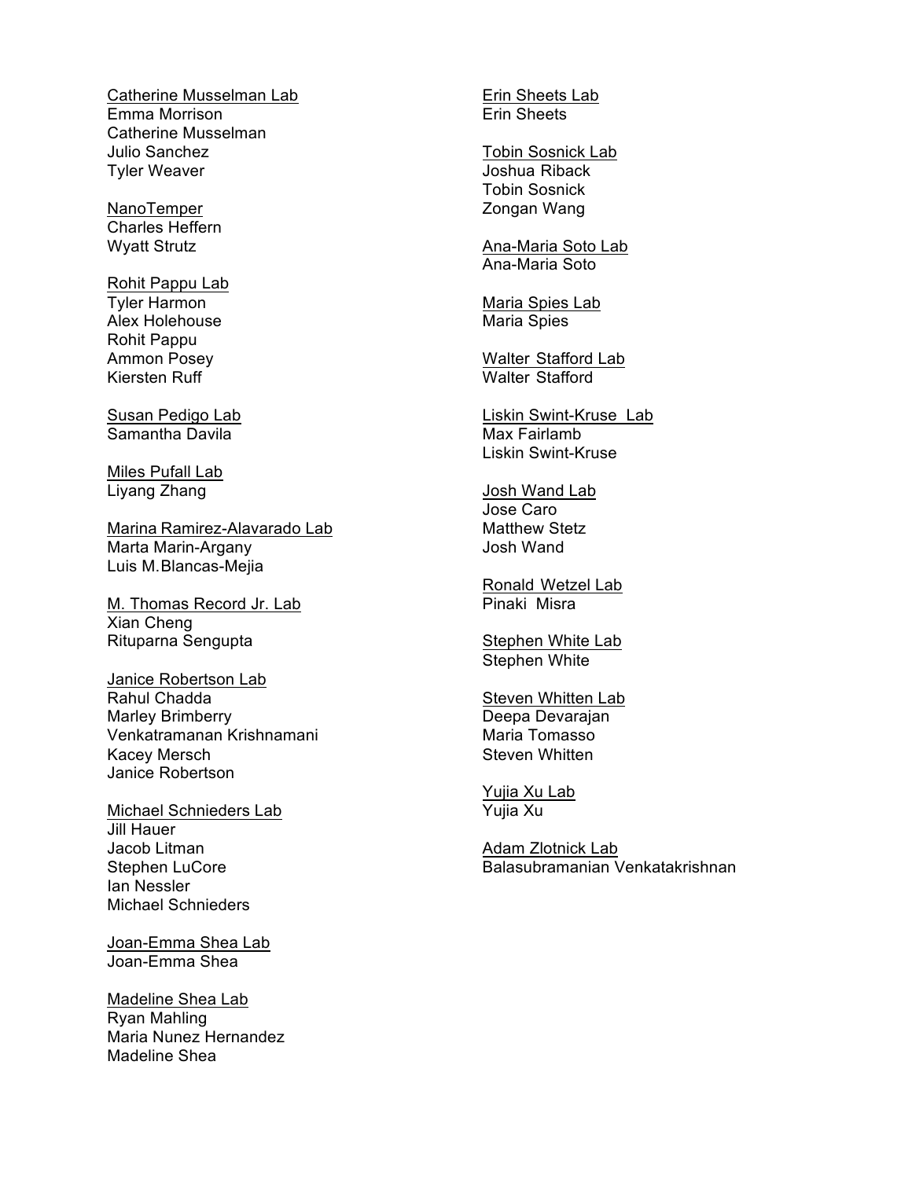Catherine Musselman Lab
Emma Morrison
Catherine Musselman
Julio Sanchez
Tyler Weaver

NanoTemper
Charles Heffern
Wyatt Strutz

Rohit Pappu Lab
Tyler Harmon
Alex Holehouse
Rohit Pappu
Ammon Posey
Kiersten Ruff

Susan Pedigo Lab
Samantha Davila

Miles Pufall Lab
Liyang Zhang

Marina Ramirez-Alavarado Lab
Marta Marin-Argany
Luis M. Blancas-Mejia

M. Thomas Record Jr. Lab
Xian Cheng
Rituparna Sengupta

Janice Robertson Lab
Rahul Chadda
Marley Brimberry
Venkatramanan Krishnamani
Kacey Mersch
Janice Robertson

Michael Schnieders Lab
Jill Hauer
Jacob Litman
Stephen LuCore
Ian Nessler
Michael Schnieders

Joan-Emma Shea Lab
Joan-Emma Shea

Madeline Shea Lab
Ryan Mahling
Maria Nunez Hernandez
Madeline Shea

Erin Sheets Lab
Erin Sheets

Tobin Sosnick Lab
Joshua Riback
Tobin Sosnick
Zongan Wang

Ana-Maria Soto Lab
Ana-Maria Soto

Maria Spies Lab
Maria Spies

Walter Stafford Lab
Walter Stafford

Liskin Swint-Kruse Lab
Max Fairlamb
Liskin Swint-Kruse

Josh Wand Lab
Jose Caro
Matthew Stetz
Josh Wand

Ronald Wetzel Lab
Pinaki Misra

Stephen White Lab
Stephen White

Steven Whitten Lab
Deepa Devarajan
Maria Tomasso
Steven Whitten

Yujia Xu Lab
Yujia Xu

Adam Zlotnick Lab
Balasubramanian Venkatakrishnan